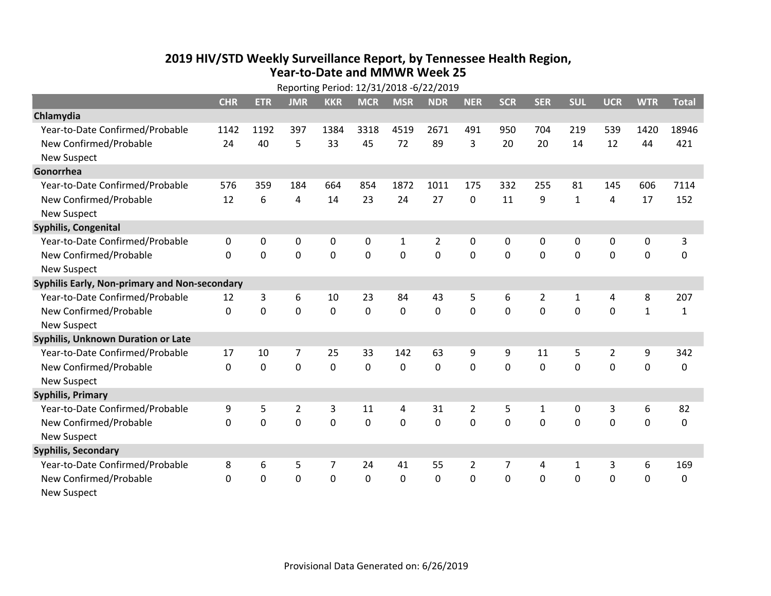# 2019 HIV/STD Weekly Surveillance Report, by Tennessee Health Region, Year-to-Date and MMWR Week 25

Reporting Period: 12/31/2018 -6/22/2019

| | CHR | ETR | JMR | KKR | MCR | MSR | NDR | NER | SCR | SER | SUL | UCR | WTR | Total |
|---|---|---|---|---|---|---|---|---|---|---|---|---|---|---|
| **Chlamydia** | | | | | | | | | | | | | | |
| Year-to-Date Confirmed/Probable | 1142 | 1192 | 397 | 1384 | 3318 | 4519 | 2671 | 491 | 950 | 704 | 219 | 539 | 1420 | 18946 |
| New Confirmed/Probable | 24 | 40 | 5 | 33 | 45 | 72 | 89 | 3 | 20 | 20 | 14 | 12 | 44 | 421 |
| New Suspect | | | | | | | | | | | | | | |
| **Gonorrhea** | | | | | | | | | | | | | | |
| Year-to-Date Confirmed/Probable | 576 | 359 | 184 | 664 | 854 | 1872 | 1011 | 175 | 332 | 255 | 81 | 145 | 606 | 7114 |
| New Confirmed/Probable | 12 | 6 | 4 | 14 | 23 | 24 | 27 | 0 | 11 | 9 | 1 | 4 | 17 | 152 |
| New Suspect | | | | | | | | | | | | | | |
| **Syphilis, Congenital** | | | | | | | | | | | | | | |
| Year-to-Date Confirmed/Probable | 0 | 0 | 0 | 0 | 0 | 1 | 2 | 0 | 0 | 0 | 0 | 0 | 0 | 3 |
| New Confirmed/Probable | 0 | 0 | 0 | 0 | 0 | 0 | 0 | 0 | 0 | 0 | 0 | 0 | 0 | 0 |
| New Suspect | | | | | | | | | | | | | | |
| **Syphilis Early, Non-primary and Non-secondary** | | | | | | | | | | | | | | |
| Year-to-Date Confirmed/Probable | 12 | 3 | 6 | 10 | 23 | 84 | 43 | 5 | 6 | 2 | 1 | 4 | 8 | 207 |
| New Confirmed/Probable | 0 | 0 | 0 | 0 | 0 | 0 | 0 | 0 | 0 | 0 | 0 | 0 | 1 | 1 |
| New Suspect | | | | | | | | | | | | | | |
| **Syphilis, Unknown Duration or Late** | | | | | | | | | | | | | | |
| Year-to-Date Confirmed/Probable | 17 | 10 | 7 | 25 | 33 | 142 | 63 | 9 | 9 | 11 | 5 | 2 | 9 | 342 |
| New Confirmed/Probable | 0 | 0 | 0 | 0 | 0 | 0 | 0 | 0 | 0 | 0 | 0 | 0 | 0 | 0 |
| New Suspect | | | | | | | | | | | | | | |
| **Syphilis, Primary** | | | | | | | | | | | | | | |
| Year-to-Date Confirmed/Probable | 9 | 5 | 2 | 3 | 11 | 4 | 31 | 2 | 5 | 1 | 0 | 3 | 6 | 82 |
| New Confirmed/Probable | 0 | 0 | 0 | 0 | 0 | 0 | 0 | 0 | 0 | 0 | 0 | 0 | 0 | 0 |
| New Suspect | | | | | | | | | | | | | | |
| **Syphilis, Secondary** | | | | | | | | | | | | | | |
| Year-to-Date Confirmed/Probable | 8 | 6 | 5 | 7 | 24 | 41 | 55 | 2 | 7 | 4 | 1 | 3 | 6 | 169 |
| New Confirmed/Probable | 0 | 0 | 0 | 0 | 0 | 0 | 0 | 0 | 0 | 0 | 0 | 0 | 0 | 0 |
| New Suspect | | | | | | | | | | | | | | |

Provisional Data Generated on: 6/26/2019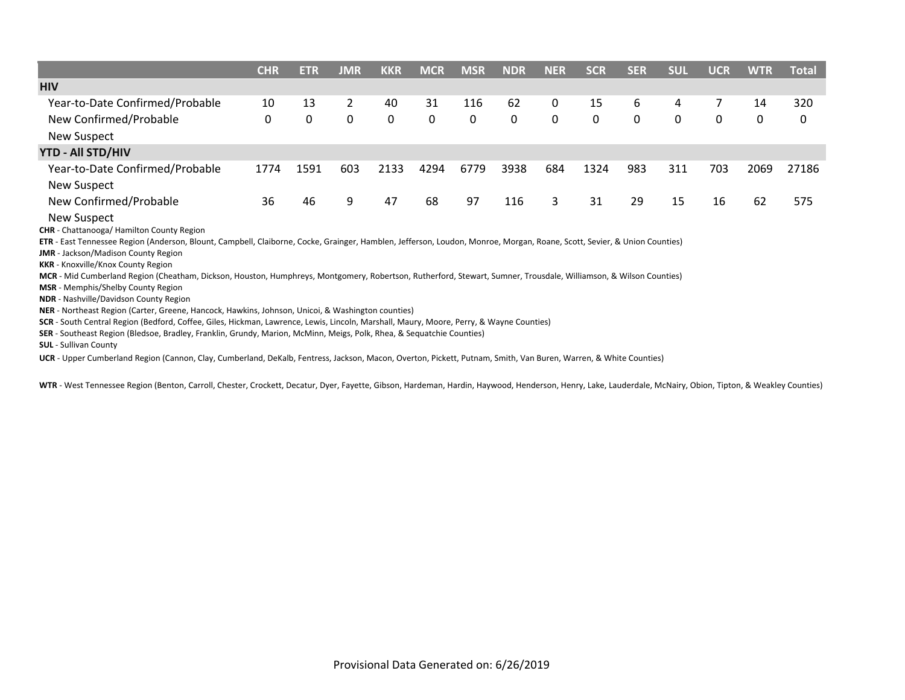| | CHR | ETR | JMR | KKR | MCR | MSR | NDR | NER | SCR | SER | SUL | UCR | WTR | Total |
|---|---|---|---|---|---|---|---|---|---|---|---|---|---|---|
| **HIV** | | | | | | | | | | | | | | |
| Year-to-Date Confirmed/Probable | 10 | 13 | 2 | 40 | 31 | 116 | 62 | 0 | 15 | 6 | 4 | 7 | 14 | 320 |
| New Confirmed/Probable | 0 | 0 | 0 | 0 | 0 | 0 | 0 | 0 | 0 | 0 | 0 | 0 | 0 | 0 |
| New Suspect | | | | | | | | | | | | | | |
| **YTD - All STD/HIV** | | | | | | | | | | | | | | |
| Year-to-Date Confirmed/Probable | 1774 | 1591 | 603 | 2133 | 4294 | 6779 | 3938 | 684 | 1324 | 983 | 311 | 703 | 2069 | 27186 |
| New Suspect | | | | | | | | | | | | | | |
| New Confirmed/Probable | 36 | 46 | 9 | 47 | 68 | 97 | 116 | 3 | 31 | 29 | 15 | 16 | 62 | 575 |
| New Suspect | | | | | | | | | | | | | | |

**CHR** - Chattanooga/ Hamilton County Region

**ETR** - East Tennessee Region (Anderson, Blount, Campbell, Claiborne, Cocke, Grainger, Hamblen, Jefferson, Loudon, Monroe, Morgan, Roane, Scott, Sevier, & Union Counties)

**JMR** - Jackson/Madison County Region

**KKR** - Knoxville/Knox County Region

**MCR** - Mid Cumberland Region (Cheatham, Dickson, Houston, Humphreys, Montgomery, Robertson, Rutherford, Stewart, Sumner, Trousdale, Williamson, & Wilson Counties)

**MSR** - Memphis/Shelby County Region

**NDR** - Nashville/Davidson County Region

**NER** - Northeast Region (Carter, Greene, Hancock, Hawkins, Johnson, Unicoi, & Washington counties)

**SCR** - South Central Region (Bedford, Coffee, Giles, Hickman, Lawrence, Lewis, Lincoln, Marshall, Maury, Moore, Perry, & Wayne Counties)

**SER** - Southeast Region (Bledsoe, Bradley, Franklin, Grundy, Marion, McMinn, Meigs, Polk, Rhea, & Sequatchie Counties)

**SUL** - Sullivan County

**UCR** - Upper Cumberland Region (Cannon, Clay, Cumberland, DeKalb, Fentress, Jackson, Macon, Overton, Pickett, Putnam, Smith, Van Buren, Warren, & White Counties)

**WTR** - West Tennessee Region (Benton, Carroll, Chester, Crockett, Decatur, Dyer, Fayette, Gibson, Hardeman, Hardin, Haywood, Henderson, Henry, Lake, Lauderdale, McNairy, Obion, Tipton, & Weakley Counties)

Provisional Data Generated on: 6/26/2019